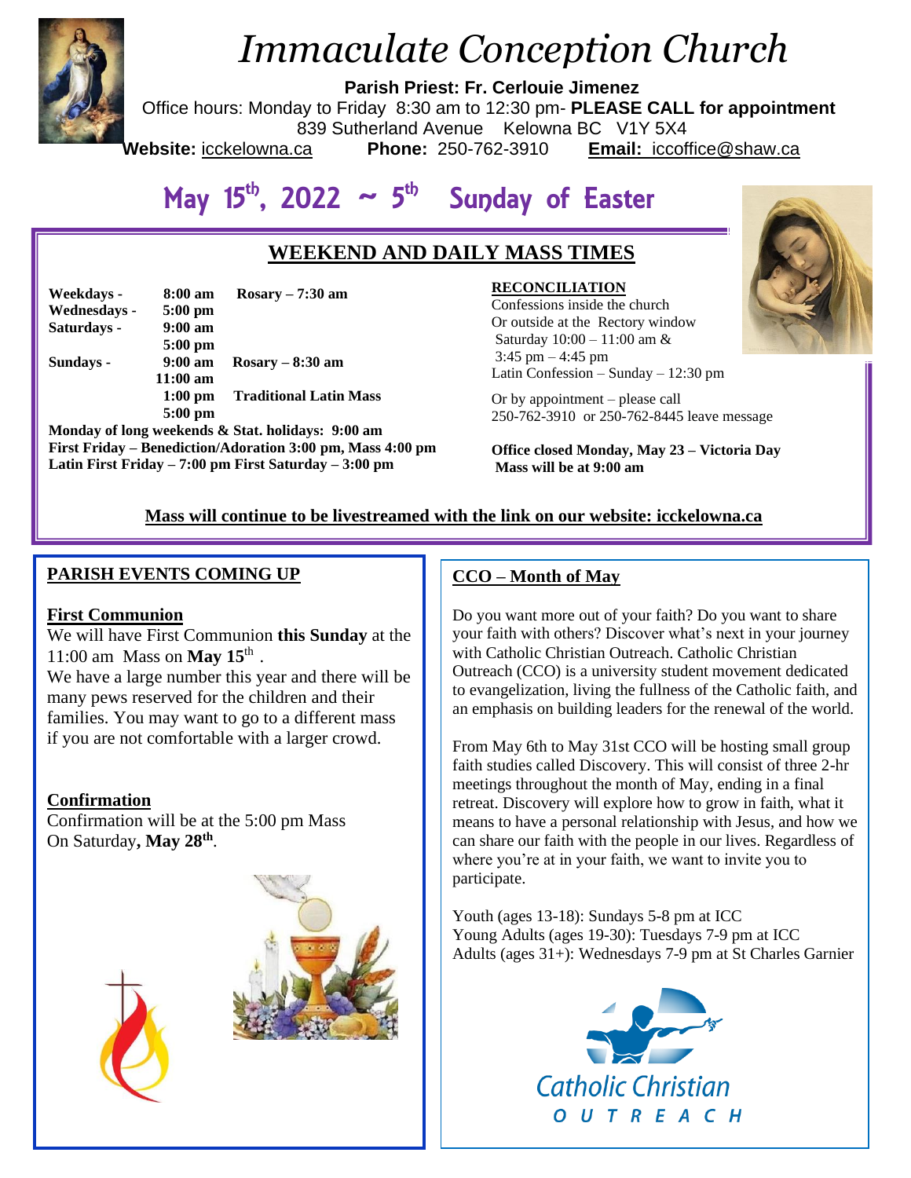# *Immaculate Conception Church*

**Parish Priest: Fr. Cerlouie Jimenez**

Office hours: Monday to Friday 8:30 am to 12:30 pm- **PLEASE CALL for appointment**

839 Sutherland Avenue Kelowna BC V1Y 5X4

**Website:** icckelowna.ca **Phone:** 250-762-3910 **Email:** iccoffice@shaw.ca

## May 15th, 2022 ~ 5th Sunday of Easter

### WEEKEND AND DAILY MASS TIMES

| | | |
|---|---|---|
| **Weekdays -** | **8:00 am** | **Rosary – 7:30 am** |
| **Wednesdays -** | **5:00 pm** | |
| **Saturdays -** | **9:00 am** | |
| | **5:00 pm** | |
| **Sundays -** | **9:00 am** | **Rosary – 8:30 am** |
| | **11:00 am** | |
| | **1:00 pm** | **Traditional Latin Mass** |
| | **5:00 pm** | |

**Monday of long weekends & Stat. holidays: 9:00 am**
**First Friday – Benediction/Adoration 3:00 pm, Mass 4:00 pm**
**Latin First Friday – 7:00 pm First Saturday – 3:00 pm**

**RECONCILIATION**
Confessions inside the church
Or outside at the Rectory window
Saturday 10:00 – 11:00 am &
3:45 pm – 4:45 pm
Latin Confession – Sunday – 12:30 pm

Or by appointment – please call
250-762-3910 or 250-762-8445 leave message

**Office closed Monday, May 23 – Victoria Day**
**Mass will be at 9:00 am**

**Mass will continue to be livestreamed with the link on our website: icckelowna.ca**

### PARISH EVENTS COMING UP

**First Communion**

We will have First Communion **this Sunday** at the 11:00 am Mass on **May 15th** .
We have a large number this year and there will be many pews reserved for the children and their families. You may want to go to a different mass if you are not comfortable with a larger crowd.

**Confirmation**

Confirmation will be at the 5:00 pm Mass
On Saturday**, May 28th**.

### CCO – Month of May

Do you want more out of your faith? Do you want to share your faith with others? Discover what's next in your journey with Catholic Christian Outreach. Catholic Christian Outreach (CCO) is a university student movement dedicated to evangelization, living the fullness of the Catholic faith, and an emphasis on building leaders for the renewal of the world.

From May 6th to May 31st CCO will be hosting small group faith studies called Discovery. This will consist of three 2-hr meetings throughout the month of May, ending in a final retreat. Discovery will explore how to grow in faith, what it means to have a personal relationship with Jesus, and how we can share our faith with the people in our lives. Regardless of where you're at in your faith, we want to invite you to participate.

Youth (ages 13-18): Sundays 5-8 pm at ICC
Young Adults (ages 19-30): Tuesdays 7-9 pm at ICC
Adults (ages 31+): Wednesdays 7-9 pm at St Charles Garnier

Catholic Christian OUTREACH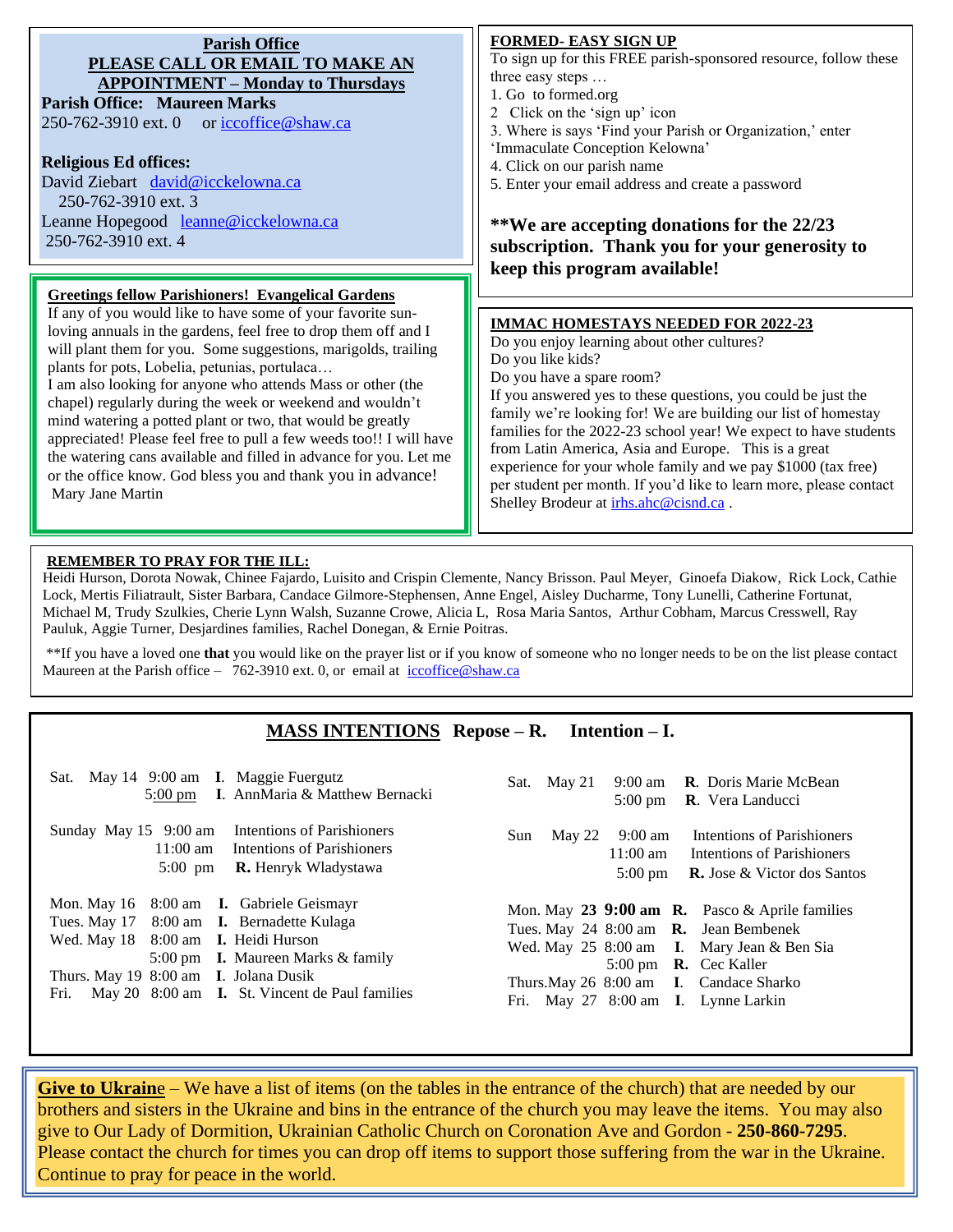## Parish Office

**PLEASE CALL OR EMAIL TO MAKE AN APPOINTMENT – Monday to Thursdays**

**Parish Office: Maureen Marks**
250-762-3910 ext. 0 or iccoffice@shaw.ca

**Religious Ed offices:**
David Ziebart david@icckelowna.ca
250-762-3910 ext. 3
Leanne Hopegood leanne@icckelowna.ca
250-762-3910 ext. 4

### Greetings fellow Parishioners! Evangelical Gardens

If any of you would like to have some of your favorite sun-loving annuals in the gardens, feel free to drop them off and I will plant them for you. Some suggestions, marigolds, trailing plants for pots, Lobelia, petunias, portulaca…
I am also looking for anyone who attends Mass or other (the chapel) regularly during the week or weekend and wouldn't mind watering a potted plant or two, that would be greatly appreciated! Please feel free to pull a few weeds too!! I will have the watering cans available and filled in advance for you. Let me or the office know. God bless you and thank you in advance!
Mary Jane Martin

### FORMED- EASY SIGN UP

To sign up for this FREE parish-sponsored resource, follow these three easy steps …

1. Go to formed.org
2. Click on the 'sign up' icon
3. Where is says 'Find your Parish or Organization,' enter 'Immaculate Conception Kelowna'
4. Click on our parish name
5. Enter your email address and create a password

**\*\*We are accepting donations for the 22/23 subscription. Thank you for your generosity to keep this program available!**

### IMMAC HOMESTAYS NEEDED FOR 2022-23

Do you enjoy learning about other cultures?
Do you like kids?
Do you have a spare room?
If you answered yes to these questions, you could be just the family we're looking for! We are building our list of homestay families for the 2022-23 school year! We expect to have students from Latin America, Asia and Europe. This is a great experience for your whole family and we pay $1000 (tax free) per student per month. If you'd like to learn more, please contact Shelley Brodeur at irhs.ahc@cisnd.ca .

### REMEMBER TO PRAY FOR THE ILL:

Heidi Hurson, Dorota Nowak, Chinee Fajardo, Luisito and Crispin Clemente, Nancy Brisson. Paul Meyer, Ginoefa Diakow, Rick Lock, Cathie Lock, Mertis Filiatrault, Sister Barbara, Candace Gilmore-Stephensen, Anne Engel, Aisley Ducharme, Tony Lunelli, Catherine Fortunat, Michael M, Trudy Szulkies, Cherie Lynn Walsh, Suzanne Crowe, Alicia L, Rosa Maria Santos, Arthur Cobham, Marcus Cresswell, Ray Pauluk, Aggie Turner, Desjardines families, Rachel Donegan, & Ernie Poitras.

\*\*If you have a loved one **that** you would like on the prayer list or if you know of someone who no longer needs to be on the list please contact Maureen at the Parish office – 762-3910 ext. 0, or email at iccoffice@shaw.ca

## MASS INTENTIONS Repose – R. Intention – I.

Sat. May 14 9:00 am **I**. Maggie Fuergutz
5:00 pm **I**. AnnMaria & Matthew Bernacki

Sunday May 15 9:00 am Intentions of Parishioners
11:00 am Intentions of Parishioners
5:00 pm **R.** Henryk Wladystawa

Mon. May 16 8:00 am **I.** Gabriele Geismayr
Tues. May 17 8:00 am **I.** Bernadette Kulaga
Wed. May 18 8:00 am **I.** Heidi Hurson
5:00 pm **I.** Maureen Marks & family
Thurs. May 19 8:00 am **I**. Jolana Dusik
Fri. May 20 8:00 am **I.** St. Vincent de Paul families

Sat. May 21 9:00 am **R**. Doris Marie McBean
5:00 pm **R**. Vera Landucci

Sun May 22 9:00 am Intentions of Parishioners
11:00 am Intentions of Parishioners
5:00 pm **R.** Jose & Victor dos Santos

Mon. May **23 9:00 am R.** Pasco & Aprile families
Tues. May 24 8:00 am **R.** Jean Bembenek
Wed. May 25 8:00 am **I.** Mary Jean & Ben Sia
5:00 pm **R.** Cec Kaller
Thurs.May 26 8:00 am **I.** Candace Sharko
Fri. May 27 8:00 am **I**. Lynne Larkin

**Give to Ukraine** – We have a list of items (on the tables in the entrance of the church) that are needed by our brothers and sisters in the Ukraine and bins in the entrance of the church you may leave the items. You may also give to Our Lady of Dormition, Ukrainian Catholic Church on Coronation Ave and Gordon - **250-860-7295**. Please contact the church for times you can drop off items to support those suffering from the war in the Ukraine. Continue to pray for peace in the world.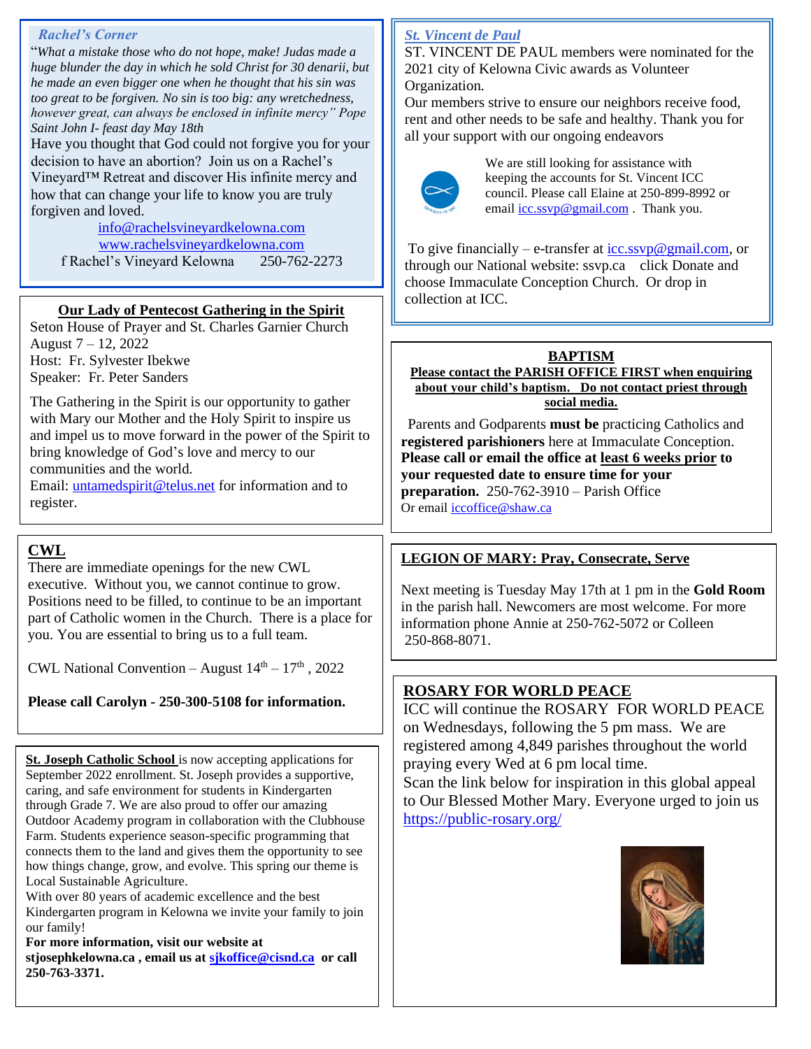## *Rachel's Corner*

"*What a mistake those who do not hope, make! Judas made a huge blunder the day in which he sold Christ for 30 denarii, but he made an even bigger one when he thought that his sin was too great to be forgiven. No sin is too big: any wretchedness, however great, can always be enclosed in infinite mercy" Pope Saint John I- feast day May 18th*

Have you thought that God could not forgive you for your decision to have an abortion? Join us on a Rachel's Vineyard™ Retreat and discover His infinite mercy and how that can change your life to know you are truly forgiven and loved.

info@rachelsvineyardkelowna.com
www.rachelsvineyardkelowna.com
f Rachel's Vineyard Kelowna 250-762-2273

## Our Lady of Pentecost Gathering in the Spirit

Seton House of Prayer and St. Charles Garnier Church
August 7 – 12, 2022
Host: Fr. Sylvester Ibekwe
Speaker: Fr. Peter Sanders

The Gathering in the Spirit is our opportunity to gather with Mary our Mother and the Holy Spirit to inspire us and impel us to move forward in the power of the Spirit to bring knowledge of God's love and mercy to our communities and the world.
Email: untamedspirit@telus.net for information and to register.

## CWL

There are immediate openings for the new CWL executive. Without you, we cannot continue to grow. Positions need to be filled, to continue to be an important part of Catholic women in the Church. There is a place for you. You are essential to bring us to a full team.

CWL National Convention – August 14th – 17th , 2022

**Please call Carolyn - 250-300-5108 for information.**

**St. Joseph Catholic School** is now accepting applications for September 2022 enrollment. St. Joseph provides a supportive, caring, and safe environment for students in Kindergarten through Grade 7. We are also proud to offer our amazing Outdoor Academy program in collaboration with the Clubhouse Farm. Students experience season-specific programming that connects them to the land and gives them the opportunity to see how things change, grow, and evolve. This spring our theme is Local Sustainable Agriculture.
With over 80 years of academic excellence and the best Kindergarten program in Kelowna we invite your family to join our family!
**For more information, visit our website at stjosephkelowna.ca , email us at sjkoffice@cisnd.ca or call 250-763-3371.**

## *St. Vincent de Paul*

ST. VINCENT DE PAUL members were nominated for the 2021 city of Kelowna Civic awards as Volunteer Organization.
Our members strive to ensure our neighbors receive food, rent and other needs to be safe and healthy. Thank you for all your support with our ongoing endeavors

We are still looking for assistance with keeping the accounts for St. Vincent ICC council. Please call Elaine at 250-899-8992 or email icc.ssvp@gmail.com . Thank you.

To give financially – e-transfer at icc.ssvp@gmail.com, or through our National website: ssvp.ca click Donate and choose Immaculate Conception Church. Or drop in collection at ICC.

## BAPTISM

**Please contact the PARISH OFFICE FIRST when enquiring about your child's baptism. Do not contact priest through social media.**

Parents and Godparents **must be** practicing Catholics and **registered parishioners** here at Immaculate Conception. **Please call or email the office at least 6 weeks prior to your requested date to ensure time for your preparation.** 250-762-3910 – Parish Office
Or email iccoffice@shaw.ca

## LEGION OF MARY: Pray, Consecrate, Serve

Next meeting is Tuesday May 17th at 1 pm in the **Gold Room** in the parish hall. Newcomers are most welcome. For more information phone Annie at 250-762-5072 or Colleen 250-868-8071.

## ROSARY FOR WORLD PEACE

ICC will continue the ROSARY FOR WORLD PEACE on Wednesdays, following the 5 pm mass. We are registered among 4,849 parishes throughout the world praying every Wed at 6 pm local time.
Scan the link below for inspiration in this global appeal to Our Blessed Mother Mary. Everyone urged to join us https://public-rosary.org/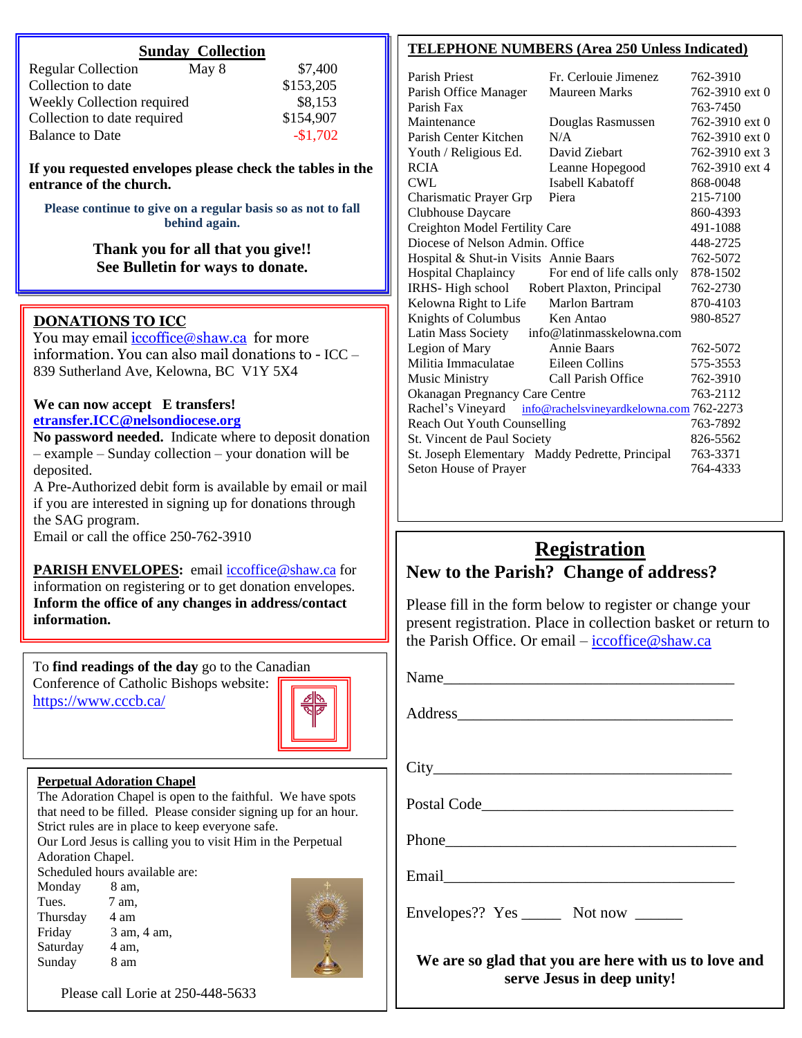## Sunday Collection

| | | |
|---|---|---|
| Regular Collection | May 8 | $7,400 |
| Collection to date | | $153,205 |
| Weekly Collection required | | $8,153 |
| Collection to date required | | $154,907 |
| Balance to Date | | -$1,702 |

**If you requested envelopes please check the tables in the entrance of the church.**

**Please continue to give on a regular basis so as not to fall behind again.**

**Thank you for all that you give!!**
**See Bulletin for ways to donate.**

## DONATIONS TO ICC

You may email iccoffice@shaw.ca for more information. You can also mail donations to - ICC – 839 Sutherland Ave, Kelowna, BC V1Y 5X4

**We can now accept E transfers!**
**etransfer.ICC@nelsondiocese.org**
**No password needed.** Indicate where to deposit donation – example – Sunday collection – your donation will be deposited.
A Pre-Authorized debit form is available by email or mail if you are interested in signing up for donations through the SAG program.
Email or call the office 250-762-3910

**PARISH ENVELOPES:** email iccoffice@shaw.ca for information on registering or to get donation envelopes. **Inform the office of any changes in address/contact information.**

To **find readings of the day** go to the Canadian Conference of Catholic Bishops website: https://www.cccb.ca/

### Perpetual Adoration Chapel

The Adoration Chapel is open to the faithful. We have spots that need to be filled. Please consider signing up for an hour. Strict rules are in place to keep everyone safe.
Our Lord Jesus is calling you to visit Him in the Perpetual Adoration Chapel.
Scheduled hours available are:

| | |
|---|---|
| Monday | 8 am, |
| Tues. | 7 am, |
| Thursday | 4 am |
| Friday | 3 am, 4 am, |
| Saturday | 4 am, |
| Sunday | 8 am |

Please call Lorie at 250-448-5633

## TELEPHONE NUMBERS (Area 250 Unless Indicated)

| | | |
|---|---|---|
| Parish Priest | Fr. Cerlouie Jimenez | 762-3910 |
| Parish Office Manager | Maureen Marks | 762-3910 ext 0 |
| Parish Fax | | 763-7450 |
| Maintenance | Douglas Rasmussen | 762-3910 ext 0 |
| Parish Center Kitchen | N/A | 762-3910 ext 0 |
| Youth / Religious Ed. | David Ziebart | 762-3910 ext 3 |
| RCIA | Leanne Hopegood | 762-3910 ext 4 |
| CWL | Isabell Kabatoff | 868-0048 |
| Charismatic Prayer Grp | Piera | 215-7100 |
| Clubhouse Daycare | | 860-4393 |
| Creighton Model Fertility Care | | 491-1088 |
| Diocese of Nelson Admin. Office | | 448-2725 |
| Hospital & Shut-in Visits | Annie Baars | 762-5072 |
| Hospital Chaplaincy | For end of life calls only | 878-1502 |
| IRHS- High school | Robert Plaxton, Principal | 762-2730 |
| Kelowna Right to Life | Marlon Bartram | 870-4103 |
| Knights of Columbus | Ken Antao | 980-8527 |
| Latin Mass Society | info@latinmasskelowna.com | |
| Legion of Mary | Annie Baars | 762-5072 |
| Militia Immaculatae | Eileen Collins | 575-3553 |
| Music Ministry | Call Parish Office | 762-3910 |
| Okanagan Pregnancy Care Centre | | 763-2112 |
| Rachel's Vineyard | info@rachelsvineyardkelowna.com | 762-2273 |
| Reach Out Youth Counselling | | 763-7892 |
| St. Vincent de Paul Society | | 826-5562 |
| St. Joseph Elementary | Maddy Pedrette, Principal | 763-3371 |
| Seton House of Prayer | | 764-4333 |

## Registration

### New to the Parish? Change of address?

Please fill in the form below to register or change your present registration. Place in collection basket or return to the Parish Office. Or email – iccoffice@shaw.ca

Name_____________________________________

Address___________________________________

City______________________________________

Postal Code_______________________________

Phone_____________________________________

Email_____________________________________

Envelopes?? Yes _____ Not now ______

**We are so glad that you are here with us to love and serve Jesus in deep unity!**